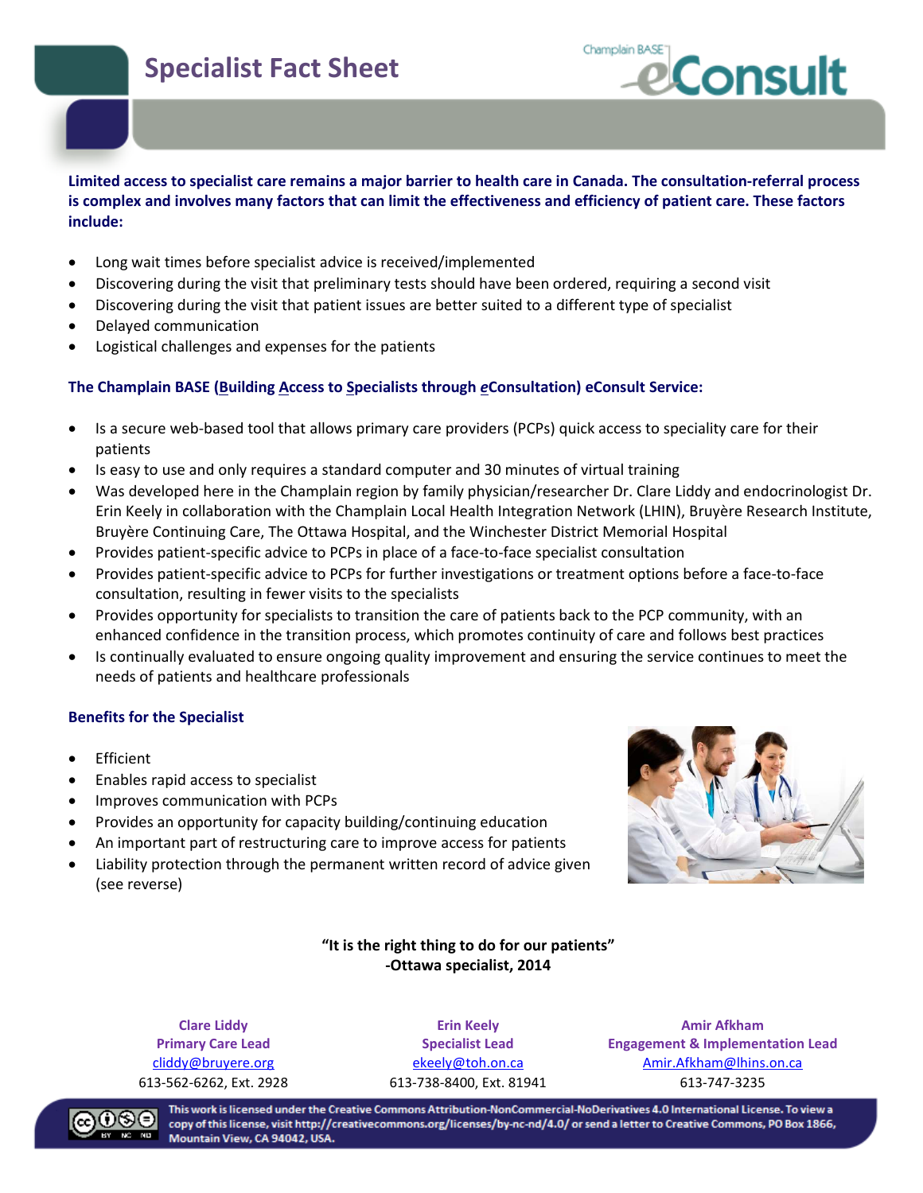# Specialist Fact Sheet

Champlain BASE™ eConsult

**Limited access to specialist care remains a major barrier to health care in Canada. The consultation-referral process is complex and involves many factors that can limit the effectiveness and efficiency of patient care. These factors include:**

- Long wait times before specialist advice is received/implemented
- Discovering during the visit that preliminary tests should have been ordered, requiring a second visit
- Discovering during the visit that patient issues are better suited to a different type of specialist
- Delayed communication
- Logistical challenges and expenses for the patients

## The Champlain BASE (Building Access to Specialists through *e*Consultation) eConsult Service:

- Is a secure web-based tool that allows primary care providers (PCPs) quick access to speciality care for their patients
- Is easy to use and only requires a standard computer and 30 minutes of virtual training
- Was developed here in the Champlain region by family physician/researcher Dr. Clare Liddy and endocrinologist Dr. Erin Keely in collaboration with the Champlain Local Health Integration Network (LHIN), Bruyère Research Institute, Bruyère Continuing Care, The Ottawa Hospital, and the Winchester District Memorial Hospital
- Provides patient-specific advice to PCPs in place of a face-to-face specialist consultation
- Provides patient-specific advice to PCPs for further investigations or treatment options before a face-to-face consultation, resulting in fewer visits to the specialists
- Provides opportunity for specialists to transition the care of patients back to the PCP community, with an enhanced confidence in the transition process, which promotes continuity of care and follows best practices
- Is continually evaluated to ensure ongoing quality improvement and ensuring the service continues to meet the needs of patients and healthcare professionals

## Benefits for the Specialist

- Efficient
- Enables rapid access to specialist
- Improves communication with PCPs
- Provides an opportunity for capacity building/continuing education
- An important part of restructuring care to improve access for patients
- Liability protection through the permanent written record of advice given (see reverse)

**"It is the right thing to do for our patients"**
**-Ottawa specialist, 2014**

**Clare Liddy**
**Primary Care Lead**
cliddy@bruyere.org
613-562-6262, Ext. 2928

**Erin Keely**
**Specialist Lead**
ekeely@toh.on.ca
613-738-8400, Ext. 81941

**Amir Afkham**
**Engagement & Implementation Lead**
Amir.Afkham@lhins.on.ca
613-747-3235

This work is licensed under the Creative Commons Attribution-NonCommercial-NoDerivatives 4.0 International License. To view a copy of this license, visit http://creativecommons.org/licenses/by-nc-nd/4.0/ or send a letter to Creative Commons, PO Box 1866, Mountain View, CA 94042, USA.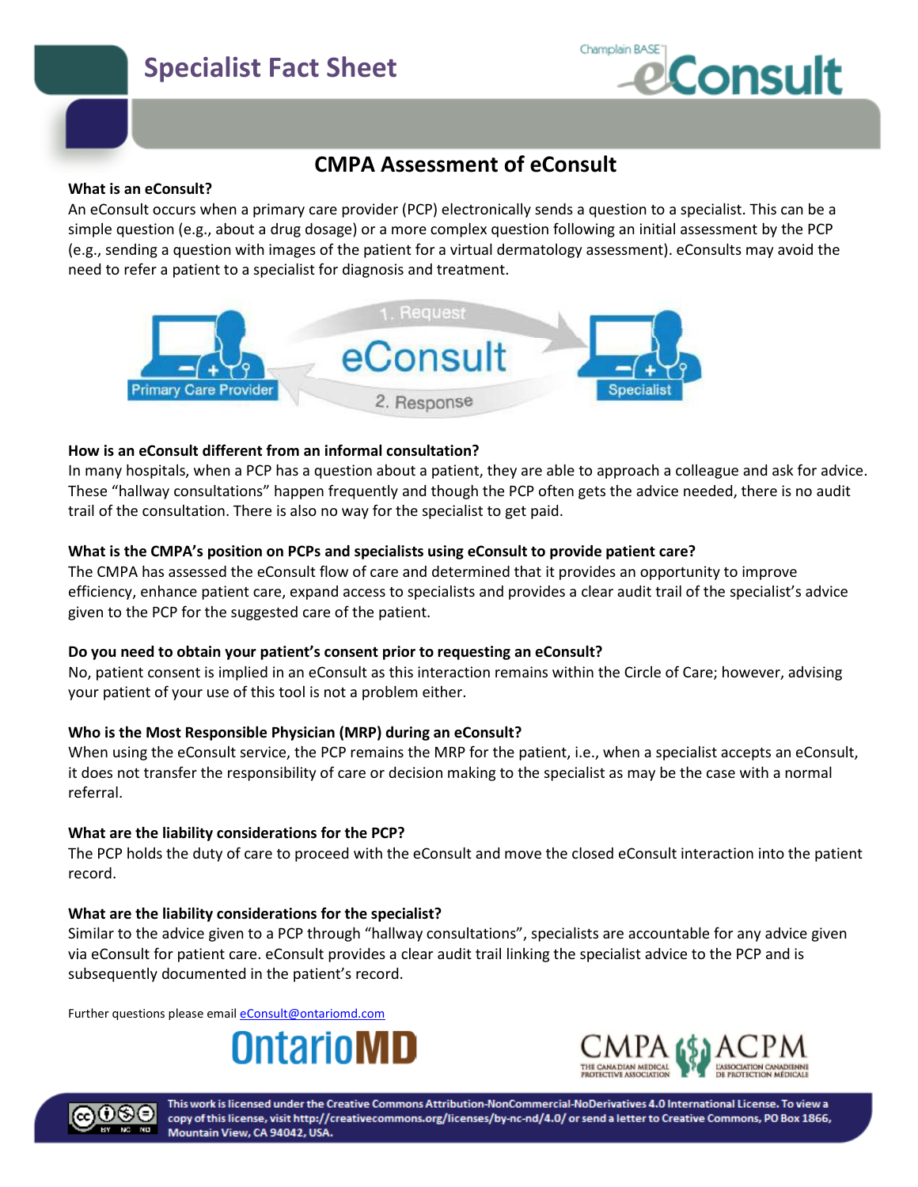# Specialist Fact Sheet

## CMPA Assessment of eConsult

**What is an eConsult?**

An eConsult occurs when a primary care provider (PCP) electronically sends a question to a specialist. This can be a simple question (e.g., about a drug dosage) or a more complex question following an initial assessment by the PCP (e.g., sending a question with images of the patient for a virtual dermatology assessment). eConsults may avoid the need to refer a patient to a specialist for diagnosis and treatment.

1. Request
eConsult
2. Response
Primary Care Provider
Specialist

**How is an eConsult different from an informal consultation?**

In many hospitals, when a PCP has a question about a patient, they are able to approach a colleague and ask for advice. These "hallway consultations" happen frequently and though the PCP often gets the advice needed, there is no audit trail of the consultation. There is also no way for the specialist to get paid.

**What is the CMPA's position on PCPs and specialists using eConsult to provide patient care?**

The CMPA has assessed the eConsult flow of care and determined that it provides an opportunity to improve efficiency, enhance patient care, expand access to specialists and provides a clear audit trail of the specialist's advice given to the PCP for the suggested care of the patient.

**Do you need to obtain your patient's consent prior to requesting an eConsult?**

No, patient consent is implied in an eConsult as this interaction remains within the Circle of Care; however, advising your patient of your use of this tool is not a problem either.

**Who is the Most Responsible Physician (MRP) during an eConsult?**

When using the eConsult service, the PCP remains the MRP for the patient, i.e., when a specialist accepts an eConsult, it does not transfer the responsibility of care or decision making to the specialist as may be the case with a normal referral.

**What are the liability considerations for the PCP?**

The PCP holds the duty of care to proceed with the eConsult and move the closed eConsult interaction into the patient record.

**What are the liability considerations for the specialist?**

Similar to the advice given to a PCP through "hallway consultations", specialists are accountable for any advice given via eConsult for patient care. eConsult provides a clear audit trail linking the specialist advice to the PCP and is subsequently documented in the patient's record.

Further questions please email eConsult@ontariomd.com

This work is licensed under the Creative Commons Attribution-NonCommercial-NoDerivatives 4.0 International License. To view a copy of this license, visit http://creativecommons.org/licenses/by-nc-nd/4.0/ or send a letter to Creative Commons, PO Box 1866, Mountain View, CA 94042, USA.